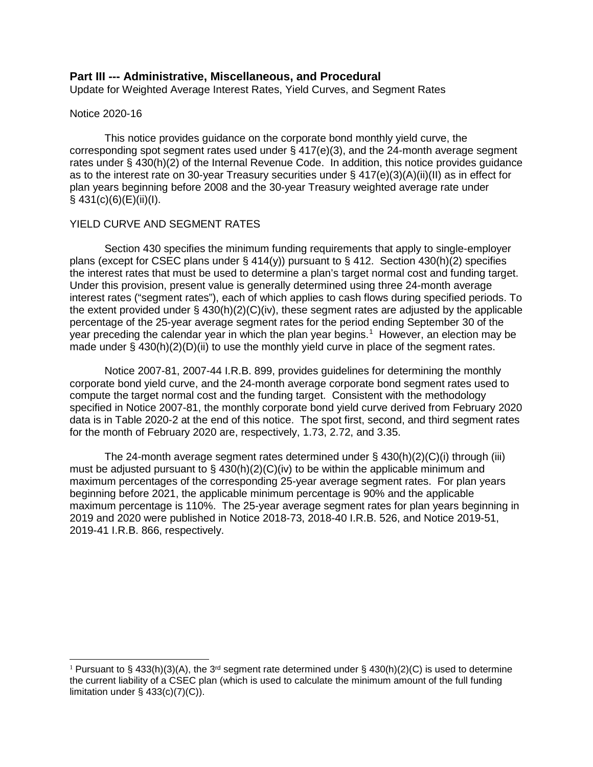**Part III --- Administrative, Miscellaneous, and Procedural**

Update for Weighted Average Interest Rates, Yield Curves, and Segment Rates

Notice 2020-16

This notice provides guidance on the corporate bond monthly yield curve, the corresponding spot segment rates used under § 417(e)(3), and the 24-month average segment rates under § 430(h)(2) of the Internal Revenue Code. In addition, this notice provides guidance as to the interest rate on 30-year Treasury securities under § 417(e)(3)(A)(ii)(II) as in effect for plan years beginning before 2008 and the 30-year Treasury weighted average rate under § 431(c)(6)(E)(ii)(I).

YIELD CURVE AND SEGMENT RATES

Section 430 specifies the minimum funding requirements that apply to single-employer plans (except for CSEC plans under § 414(y)) pursuant to § 412. Section 430(h)(2) specifies the interest rates that must be used to determine a plan's target normal cost and funding target. Under this provision, present value is generally determined using three 24-month average interest rates ("segment rates"), each of which applies to cash flows during specified periods. To the extent provided under § 430(h)(2)(C)(iv), these segment rates are adjusted by the applicable percentage of the 25-year average segment rates for the period ending September 30 of the year preceding the calendar year in which the plan year begins.[1] However, an election may be made under § 430(h)(2)(D)(ii) to use the monthly yield curve in place of the segment rates.

Notice 2007-81, 2007-44 I.R.B. 899, provides guidelines for determining the monthly corporate bond yield curve, and the 24-month average corporate bond segment rates used to compute the target normal cost and the funding target. Consistent with the methodology specified in Notice 2007-81, the monthly corporate bond yield curve derived from February 2020 data is in Table 2020-2 at the end of this notice. The spot first, second, and third segment rates for the month of February 2020 are, respectively, 1.73, 2.72, and 3.35.

The 24-month average segment rates determined under § 430(h)(2)(C)(i) through (iii) must be adjusted pursuant to § 430(h)(2)(C)(iv) to be within the applicable minimum and maximum percentages of the corresponding 25-year average segment rates. For plan years beginning before 2021, the applicable minimum percentage is 90% and the applicable maximum percentage is 110%. The 25-year average segment rates for plan years beginning in 2019 and 2020 were published in Notice 2018-73, 2018-40 I.R.B. 526, and Notice 2019-51, 2019-41 I.R.B. 866, respectively.

[1] Pursuant to § 433(h)(3)(A), the 3rd segment rate determined under § 430(h)(2)(C) is used to determine the current liability of a CSEC plan (which is used to calculate the minimum amount of the full funding limitation under § 433(c)(7)(C)).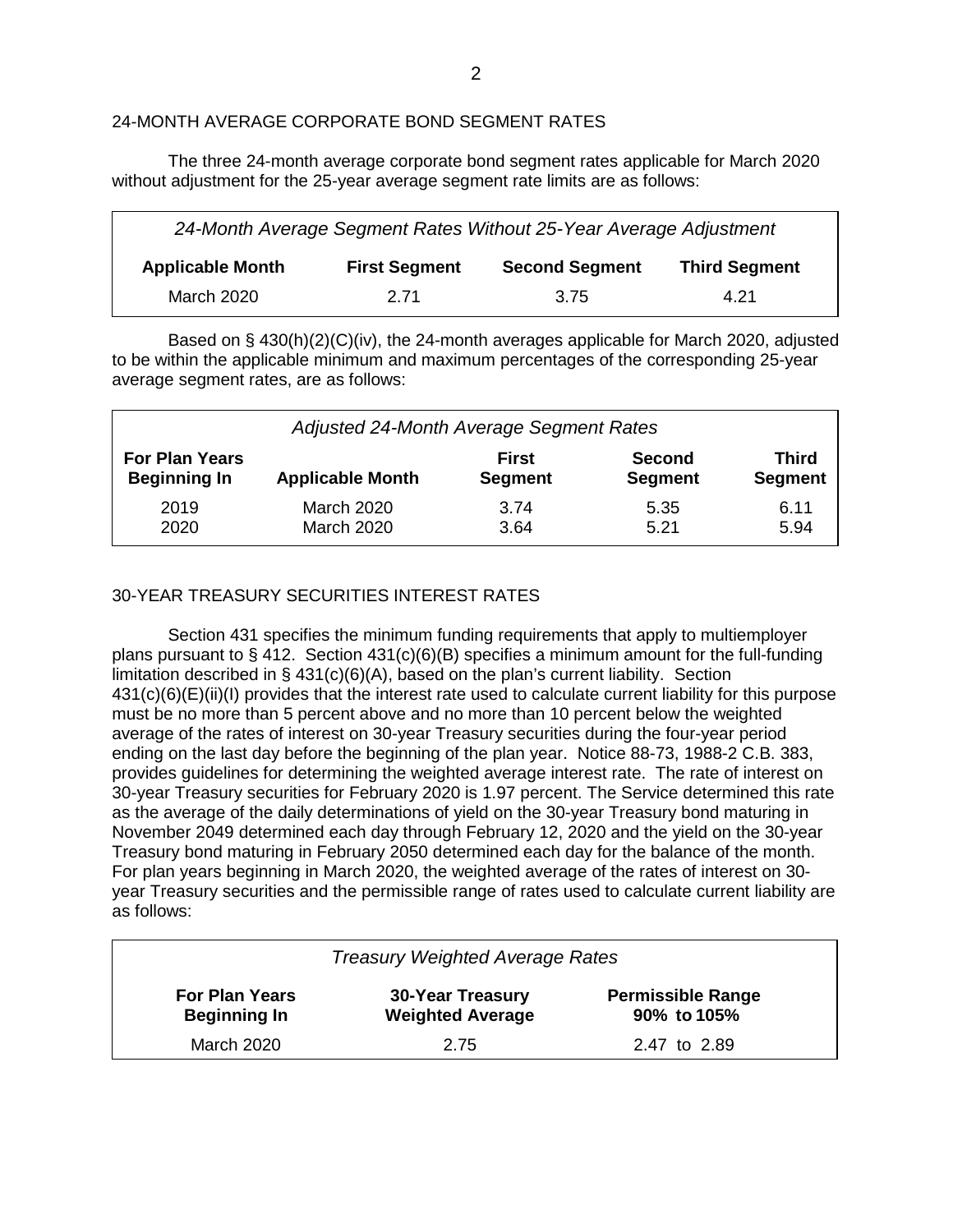## 24-MONTH AVERAGE CORPORATE BOND SEGMENT RATES

The three 24-month average corporate bond segment rates applicable for March 2020 without adjustment for the 25-year average segment rate limits are as follows:

| *24-Month Average Segment Rates Without 25-Year Average Adjustment* | | | |
|---|---|---|---|
| **Applicable Month** | **First Segment** | **Second Segment** | **Third Segment** |
| March 2020 | 2.71 | 3.75 | 4.21 |

Based on § 430(h)(2)(C)(iv), the 24-month averages applicable for March 2020, adjusted to be within the applicable minimum and maximum percentages of the corresponding 25-year average segment rates, are as follows:

| *Adjusted 24-Month Average Segment Rates* | | | | |
|---|---|---|---|---|
| **For Plan Years Beginning In** | **Applicable Month** | **First Segment** | **Second Segment** | **Third Segment** |
| 2019 | March 2020 | 3.74 | 5.35 | 6.11 |
| 2020 | March 2020 | 3.64 | 5.21 | 5.94 |

## 30-YEAR TREASURY SECURITIES INTEREST RATES

Section 431 specifies the minimum funding requirements that apply to multiemployer plans pursuant to § 412. Section 431(c)(6)(B) specifies a minimum amount for the full-funding limitation described in § 431(c)(6)(A), based on the plan's current liability. Section 431(c)(6)(E)(ii)(I) provides that the interest rate used to calculate current liability for this purpose must be no more than 5 percent above and no more than 10 percent below the weighted average of the rates of interest on 30-year Treasury securities during the four-year period ending on the last day before the beginning of the plan year. Notice 88-73, 1988-2 C.B. 383, provides guidelines for determining the weighted average interest rate. The rate of interest on 30-year Treasury securities for February 2020 is 1.97 percent. The Service determined this rate as the average of the daily determinations of yield on the 30-year Treasury bond maturing in November 2049 determined each day through February 12, 2020 and the yield on the 30-year Treasury bond maturing in February 2050 determined each day for the balance of the month. For plan years beginning in March 2020, the weighted average of the rates of interest on 30-year Treasury securities and the permissible range of rates used to calculate current liability are as follows:

| *Treasury Weighted Average Rates* | | |
|---|---|---|
| **For Plan Years Beginning In** | **30-Year Treasury Weighted Average** | **Permissible Range 90% to 105%** |
| March 2020 | 2.75 | 2.47 to 2.89 |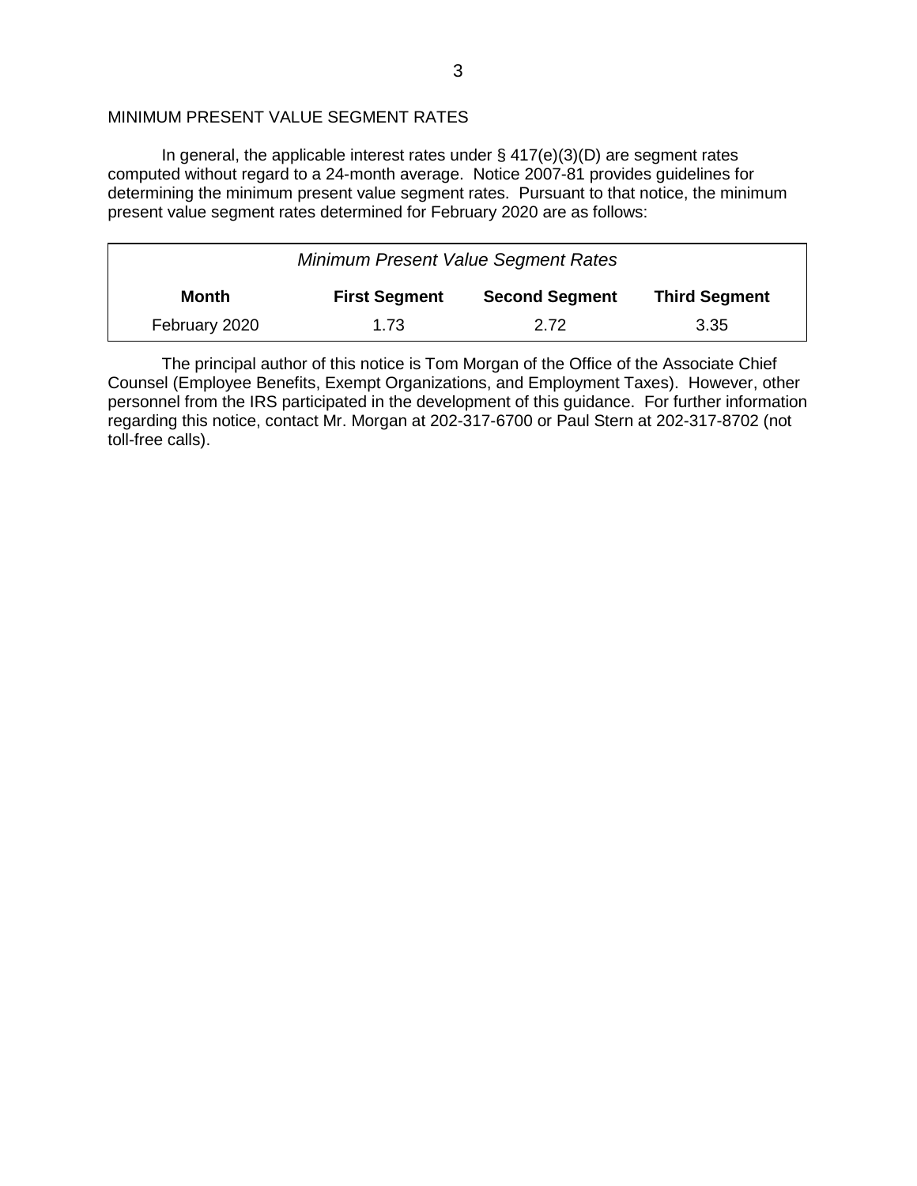MINIMUM PRESENT VALUE SEGMENT RATES

In general, the applicable interest rates under § 417(e)(3)(D) are segment rates computed without regard to a 24-month average. Notice 2007-81 provides guidelines for determining the minimum present value segment rates. Pursuant to that notice, the minimum present value segment rates determined for February 2020 are as follows:

| *Minimum Present Value Segment Rates* | | | |
|---|---|---|---|
| **Month** | **First Segment** | **Second Segment** | **Third Segment** |
| February 2020 | 1.73 | 2.72 | 3.35 |

The principal author of this notice is Tom Morgan of the Office of the Associate Chief Counsel (Employee Benefits, Exempt Organizations, and Employment Taxes). However, other personnel from the IRS participated in the development of this guidance. For further information regarding this notice, contact Mr. Morgan at 202-317-6700 or Paul Stern at 202-317-8702 (not toll-free calls).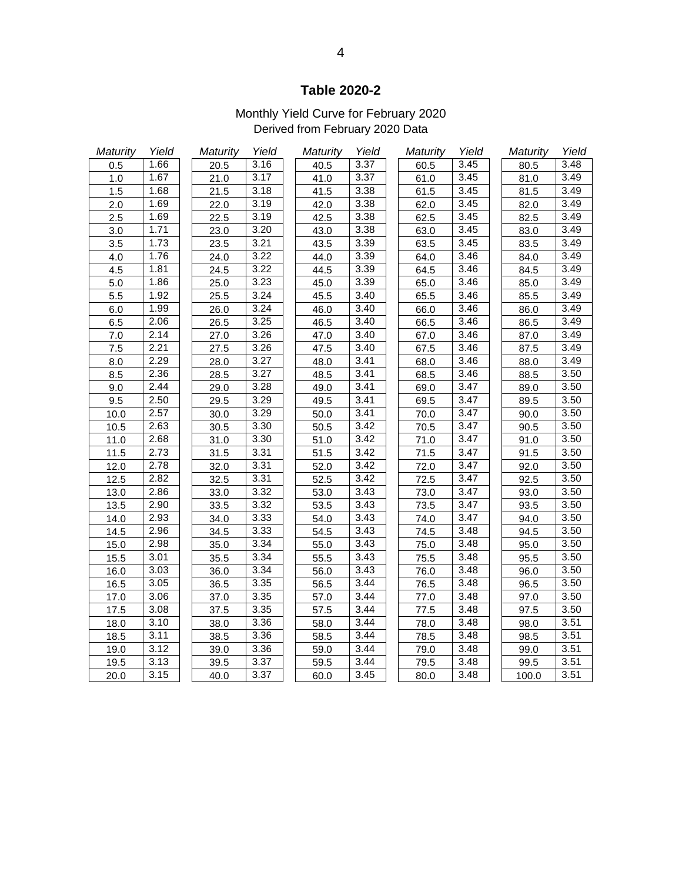## Table 2020-2

Monthly Yield Curve for February 2020
Derived from February 2020 Data

| *Maturity* | *Yield* | *Maturity* | *Yield* | *Maturity* | *Yield* | *Maturity* | *Yield* | *Maturity* | *Yield* |
|---|---|---|---|---|---|---|---|---|---|
| 0.5 | 1.66 | 20.5 | 3.16 | 40.5 | 3.37 | 60.5 | 3.45 | 80.5 | 3.48 |
| 1.0 | 1.67 | 21.0 | 3.17 | 41.0 | 3.37 | 61.0 | 3.45 | 81.0 | 3.49 |
| 1.5 | 1.68 | 21.5 | 3.18 | 41.5 | 3.38 | 61.5 | 3.45 | 81.5 | 3.49 |
| 2.0 | 1.69 | 22.0 | 3.19 | 42.0 | 3.38 | 62.0 | 3.45 | 82.0 | 3.49 |
| 2.5 | 1.69 | 22.5 | 3.19 | 42.5 | 3.38 | 62.5 | 3.45 | 82.5 | 3.49 |
| 3.0 | 1.71 | 23.0 | 3.20 | 43.0 | 3.38 | 63.0 | 3.45 | 83.0 | 3.49 |
| 3.5 | 1.73 | 23.5 | 3.21 | 43.5 | 3.39 | 63.5 | 3.45 | 83.5 | 3.49 |
| 4.0 | 1.76 | 24.0 | 3.22 | 44.0 | 3.39 | 64.0 | 3.46 | 84.0 | 3.49 |
| 4.5 | 1.81 | 24.5 | 3.22 | 44.5 | 3.39 | 64.5 | 3.46 | 84.5 | 3.49 |
| 5.0 | 1.86 | 25.0 | 3.23 | 45.0 | 3.39 | 65.0 | 3.46 | 85.0 | 3.49 |
| 5.5 | 1.92 | 25.5 | 3.24 | 45.5 | 3.40 | 65.5 | 3.46 | 85.5 | 3.49 |
| 6.0 | 1.99 | 26.0 | 3.24 | 46.0 | 3.40 | 66.0 | 3.46 | 86.0 | 3.49 |
| 6.5 | 2.06 | 26.5 | 3.25 | 46.5 | 3.40 | 66.5 | 3.46 | 86.5 | 3.49 |
| 7.0 | 2.14 | 27.0 | 3.26 | 47.0 | 3.40 | 67.0 | 3.46 | 87.0 | 3.49 |
| 7.5 | 2.21 | 27.5 | 3.26 | 47.5 | 3.40 | 67.5 | 3.46 | 87.5 | 3.49 |
| 8.0 | 2.29 | 28.0 | 3.27 | 48.0 | 3.41 | 68.0 | 3.46 | 88.0 | 3.49 |
| 8.5 | 2.36 | 28.5 | 3.27 | 48.5 | 3.41 | 68.5 | 3.46 | 88.5 | 3.50 |
| 9.0 | 2.44 | 29.0 | 3.28 | 49.0 | 3.41 | 69.0 | 3.47 | 89.0 | 3.50 |
| 9.5 | 2.50 | 29.5 | 3.29 | 49.5 | 3.41 | 69.5 | 3.47 | 89.5 | 3.50 |
| 10.0 | 2.57 | 30.0 | 3.29 | 50.0 | 3.41 | 70.0 | 3.47 | 90.0 | 3.50 |
| 10.5 | 2.63 | 30.5 | 3.30 | 50.5 | 3.42 | 70.5 | 3.47 | 90.5 | 3.50 |
| 11.0 | 2.68 | 31.0 | 3.30 | 51.0 | 3.42 | 71.0 | 3.47 | 91.0 | 3.50 |
| 11.5 | 2.73 | 31.5 | 3.31 | 51.5 | 3.42 | 71.5 | 3.47 | 91.5 | 3.50 |
| 12.0 | 2.78 | 32.0 | 3.31 | 52.0 | 3.42 | 72.0 | 3.47 | 92.0 | 3.50 |
| 12.5 | 2.82 | 32.5 | 3.31 | 52.5 | 3.42 | 72.5 | 3.47 | 92.5 | 3.50 |
| 13.0 | 2.86 | 33.0 | 3.32 | 53.0 | 3.43 | 73.0 | 3.47 | 93.0 | 3.50 |
| 13.5 | 2.90 | 33.5 | 3.32 | 53.5 | 3.43 | 73.5 | 3.47 | 93.5 | 3.50 |
| 14.0 | 2.93 | 34.0 | 3.33 | 54.0 | 3.43 | 74.0 | 3.47 | 94.0 | 3.50 |
| 14.5 | 2.96 | 34.5 | 3.33 | 54.5 | 3.43 | 74.5 | 3.48 | 94.5 | 3.50 |
| 15.0 | 2.98 | 35.0 | 3.34 | 55.0 | 3.43 | 75.0 | 3.48 | 95.0 | 3.50 |
| 15.5 | 3.01 | 35.5 | 3.34 | 55.5 | 3.43 | 75.5 | 3.48 | 95.5 | 3.50 |
| 16.0 | 3.03 | 36.0 | 3.34 | 56.0 | 3.43 | 76.0 | 3.48 | 96.0 | 3.50 |
| 16.5 | 3.05 | 36.5 | 3.35 | 56.5 | 3.44 | 76.5 | 3.48 | 96.5 | 3.50 |
| 17.0 | 3.06 | 37.0 | 3.35 | 57.0 | 3.44 | 77.0 | 3.48 | 97.0 | 3.50 |
| 17.5 | 3.08 | 37.5 | 3.35 | 57.5 | 3.44 | 77.5 | 3.48 | 97.5 | 3.50 |
| 18.0 | 3.10 | 38.0 | 3.36 | 58.0 | 3.44 | 78.0 | 3.48 | 98.0 | 3.51 |
| 18.5 | 3.11 | 38.5 | 3.36 | 58.5 | 3.44 | 78.5 | 3.48 | 98.5 | 3.51 |
| 19.0 | 3.12 | 39.0 | 3.36 | 59.0 | 3.44 | 79.0 | 3.48 | 99.0 | 3.51 |
| 19.5 | 3.13 | 39.5 | 3.37 | 59.5 | 3.44 | 79.5 | 3.48 | 99.5 | 3.51 |
| 20.0 | 3.15 | 40.0 | 3.37 | 60.0 | 3.45 | 80.0 | 3.48 | 100.0 | 3.51 |